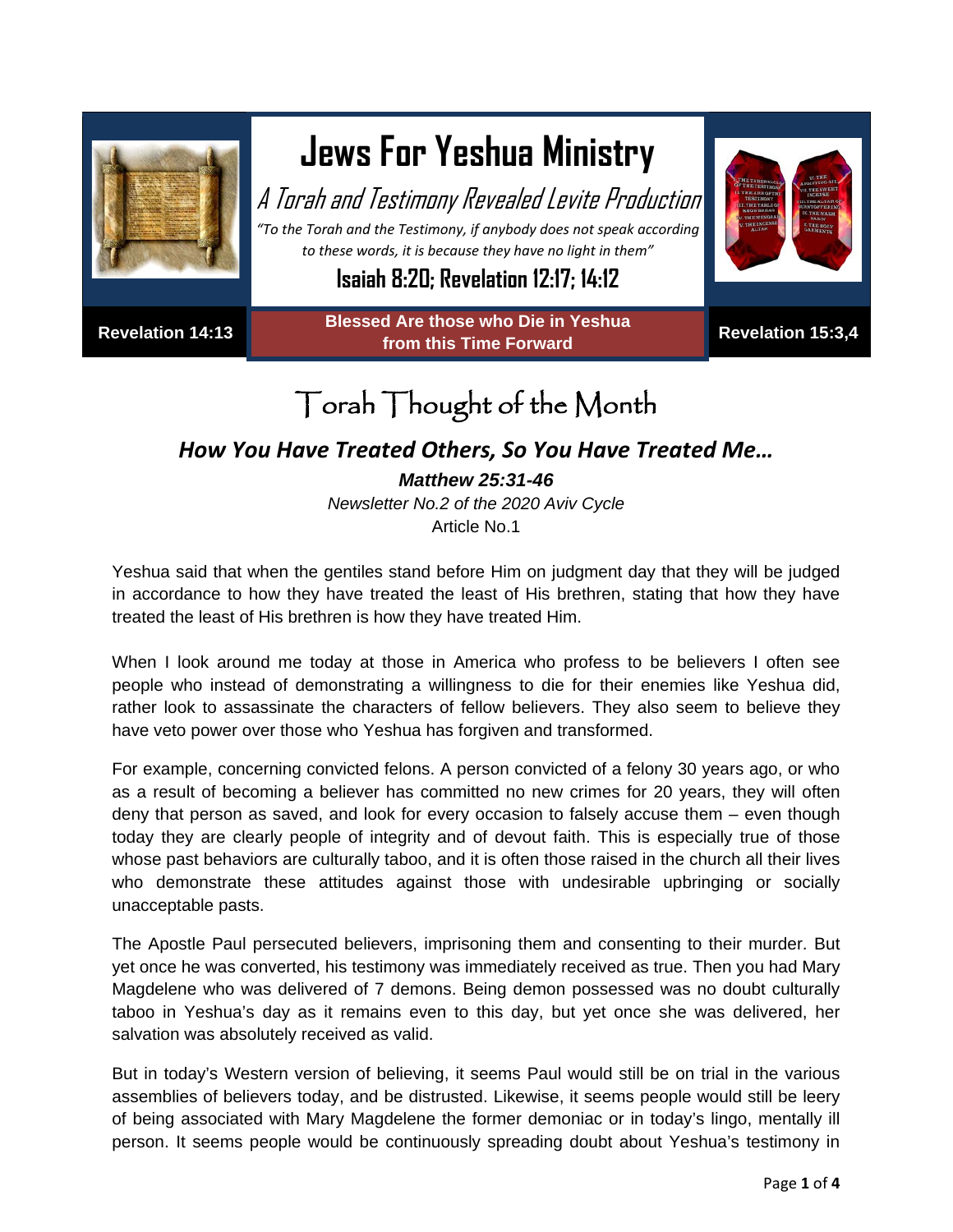# Jews For Yeshua Ministry

*A Torah and Testimony Revealed Levite Production*

*"To the Torah and the Testimony, if anybody does not speak according to these words, it is because they have no light in them"*

**Isaiah 8:20; Revelation 12:17; 14:12**

**Revelation 14:13** | **Blessed Are those who Die in Yeshua from this Time Forward** | **Revelation 15:3,4**

# Torah Thought of the Month

## *How You Have Treated Others, So You Have Treated Me…*

***Matthew 25:31-46***

*Newsletter No.2 of the 2020 Aviv Cycle*

Article No.1

Yeshua said that when the gentiles stand before Him on judgment day that they will be judged in accordance to how they have treated the least of His brethren, stating that how they have treated the least of His brethren is how they have treated Him.

When I look around me today at those in America who profess to be believers I often see people who instead of demonstrating a willingness to die for their enemies like Yeshua did, rather look to assassinate the characters of fellow believers. They also seem to believe they have veto power over those who Yeshua has forgiven and transformed.

For example, concerning convicted felons. A person convicted of a felony 30 years ago, or who as a result of becoming a believer has committed no new crimes for 20 years, they will often deny that person as saved, and look for every occasion to falsely accuse them – even though today they are clearly people of integrity and of devout faith. This is especially true of those whose past behaviors are culturally taboo, and it is often those raised in the church all their lives who demonstrate these attitudes against those with undesirable upbringing or socially unacceptable pasts.

The Apostle Paul persecuted believers, imprisoning them and consenting to their murder. But yet once he was converted, his testimony was immediately received as true. Then you had Mary Magdelene who was delivered of 7 demons. Being demon possessed was no doubt culturally taboo in Yeshua's day as it remains even to this day, but yet once she was delivered, her salvation was absolutely received as valid.

But in today's Western version of believing, it seems Paul would still be on trial in the various assemblies of believers today, and be distrusted. Likewise, it seems people would still be leery of being associated with Mary Magdelene the former demoniac or in today's lingo, mentally ill person. It seems people would be continuously spreading doubt about Yeshua's testimony in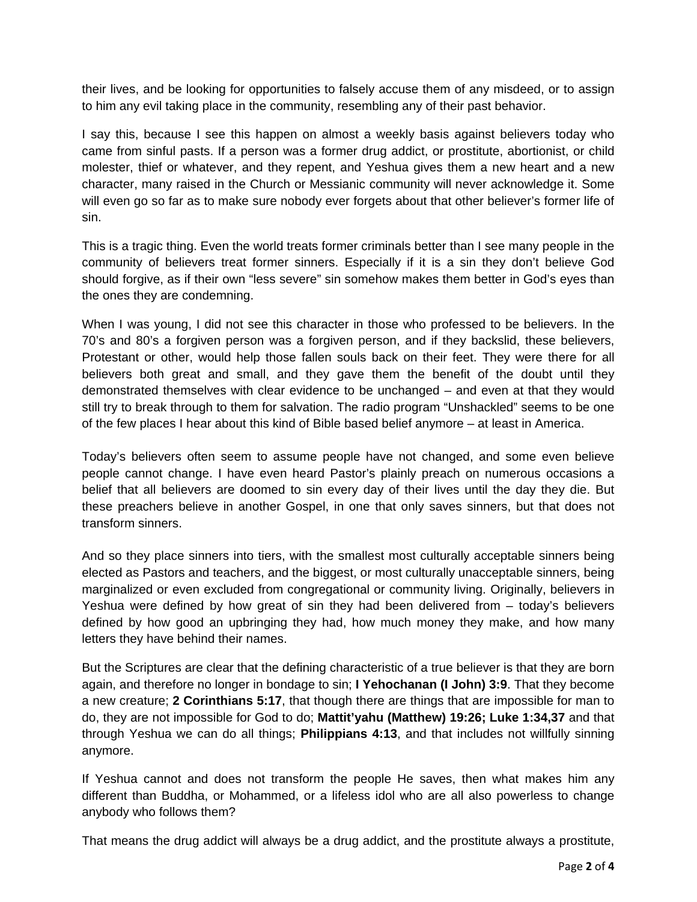their lives, and be looking for opportunities to falsely accuse them of any misdeed, or to assign to him any evil taking place in the community, resembling any of their past behavior.

I say this, because I see this happen on almost a weekly basis against believers today who came from sinful pasts. If a person was a former drug addict, or prostitute, abortionist, or child molester, thief or whatever, and they repent, and Yeshua gives them a new heart and a new character, many raised in the Church or Messianic community will never acknowledge it. Some will even go so far as to make sure nobody ever forgets about that other believer's former life of sin.

This is a tragic thing. Even the world treats former criminals better than I see many people in the community of believers treat former sinners. Especially if it is a sin they don't believe God should forgive, as if their own "less severe" sin somehow makes them better in God's eyes than the ones they are condemning.

When I was young, I did not see this character in those who professed to be believers. In the 70's and 80's a forgiven person was a forgiven person, and if they backslid, these believers, Protestant or other, would help those fallen souls back on their feet. They were there for all believers both great and small, and they gave them the benefit of the doubt until they demonstrated themselves with clear evidence to be unchanged – and even at that they would still try to break through to them for salvation. The radio program "Unshackled" seems to be one of the few places I hear about this kind of Bible based belief anymore – at least in America.

Today's believers often seem to assume people have not changed, and some even believe people cannot change. I have even heard Pastor's plainly preach on numerous occasions a belief that all believers are doomed to sin every day of their lives until the day they die. But these preachers believe in another Gospel, in one that only saves sinners, but that does not transform sinners.

And so they place sinners into tiers, with the smallest most culturally acceptable sinners being elected as Pastors and teachers, and the biggest, or most culturally unacceptable sinners, being marginalized or even excluded from congregational or community living. Originally, believers in Yeshua were defined by how great of sin they had been delivered from – today's believers defined by how good an upbringing they had, how much money they make, and how many letters they have behind their names.

But the Scriptures are clear that the defining characteristic of a true believer is that they are born again, and therefore no longer in bondage to sin; **I Yehochanan (I John) 3:9**. That they become a new creature; **2 Corinthians 5:17**, that though there are things that are impossible for man to do, they are not impossible for God to do; **Mattit'yahu (Matthew) 19:26; Luke 1:34,37** and that through Yeshua we can do all things; **Philippians 4:13**, and that includes not willfully sinning anymore.

If Yeshua cannot and does not transform the people He saves, then what makes him any different than Buddha, or Mohammed, or a lifeless idol who are all also powerless to change anybody who follows them?

That means the drug addict will always be a drug addict, and the prostitute always a prostitute,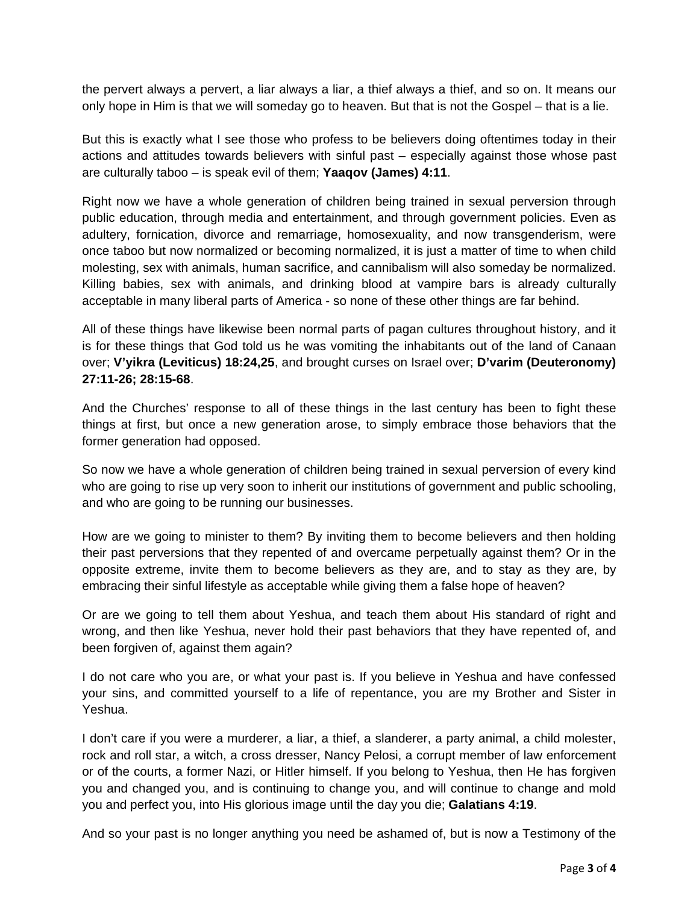the pervert always a pervert, a liar always a liar, a thief always a thief, and so on. It means our only hope in Him is that we will someday go to heaven. But that is not the Gospel – that is a lie.

But this is exactly what I see those who profess to be believers doing oftentimes today in their actions and attitudes towards believers with sinful past – especially against those whose past are culturally taboo – is speak evil of them; **Yaaqov (James) 4:11**.

Right now we have a whole generation of children being trained in sexual perversion through public education, through media and entertainment, and through government policies. Even as adultery, fornication, divorce and remarriage, homosexuality, and now transgenderism, were once taboo but now normalized or becoming normalized, it is just a matter of time to when child molesting, sex with animals, human sacrifice, and cannibalism will also someday be normalized. Killing babies, sex with animals, and drinking blood at vampire bars is already culturally acceptable in many liberal parts of America - so none of these other things are far behind.

All of these things have likewise been normal parts of pagan cultures throughout history, and it is for these things that God told us he was vomiting the inhabitants out of the land of Canaan over; **V'yikra (Leviticus) 18:24,25**, and brought curses on Israel over; **D'varim (Deuteronomy) 27:11-26; 28:15-68**.

And the Churches' response to all of these things in the last century has been to fight these things at first, but once a new generation arose, to simply embrace those behaviors that the former generation had opposed.

So now we have a whole generation of children being trained in sexual perversion of every kind who are going to rise up very soon to inherit our institutions of government and public schooling, and who are going to be running our businesses.

How are we going to minister to them? By inviting them to become believers and then holding their past perversions that they repented of and overcame perpetually against them? Or in the opposite extreme, invite them to become believers as they are, and to stay as they are, by embracing their sinful lifestyle as acceptable while giving them a false hope of heaven?

Or are we going to tell them about Yeshua, and teach them about His standard of right and wrong, and then like Yeshua, never hold their past behaviors that they have repented of, and been forgiven of, against them again?

I do not care who you are, or what your past is. If you believe in Yeshua and have confessed your sins, and committed yourself to a life of repentance, you are my Brother and Sister in Yeshua.

I don't care if you were a murderer, a liar, a thief, a slanderer, a party animal, a child molester, rock and roll star, a witch, a cross dresser, Nancy Pelosi, a corrupt member of law enforcement or of the courts, a former Nazi, or Hitler himself. If you belong to Yeshua, then He has forgiven you and changed you, and is continuing to change you, and will continue to change and mold you and perfect you, into His glorious image until the day you die; **Galatians 4:19**.

And so your past is no longer anything you need be ashamed of, but is now a Testimony of the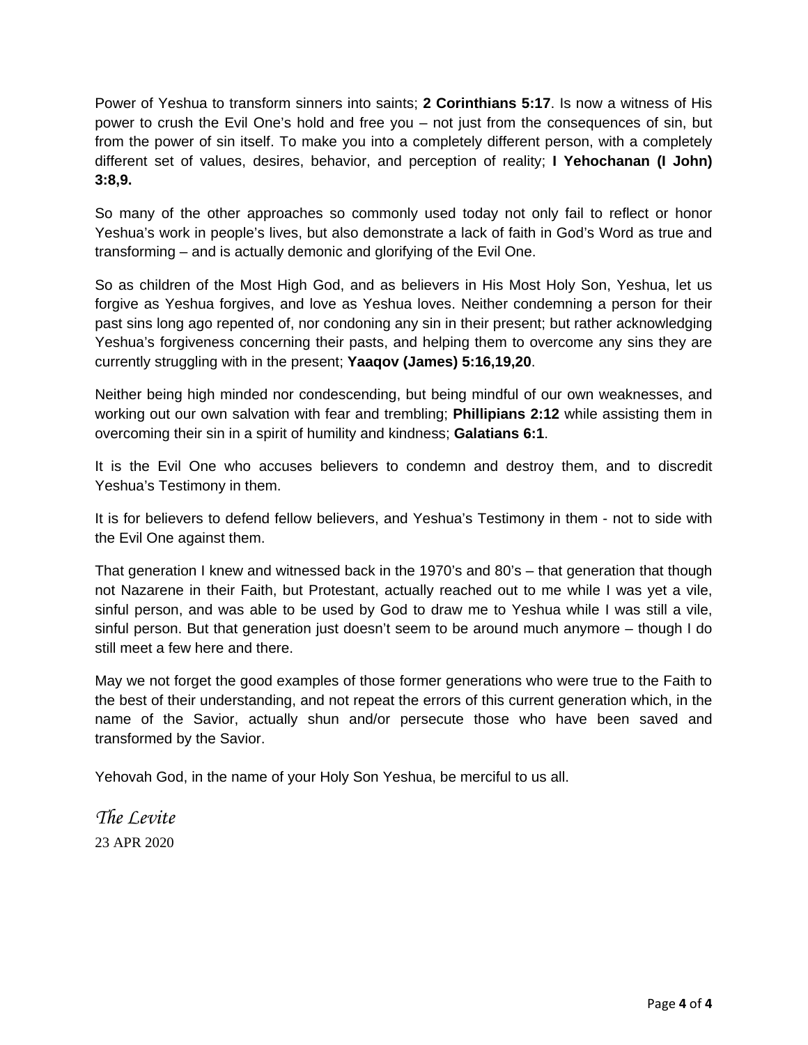Power of Yeshua to transform sinners into saints; **2 Corinthians 5:17**. Is now a witness of His power to crush the Evil One's hold and free you – not just from the consequences of sin, but from the power of sin itself. To make you into a completely different person, with a completely different set of values, desires, behavior, and perception of reality; **I Yehochanan (I John) 3:8,9.**

So many of the other approaches so commonly used today not only fail to reflect or honor Yeshua's work in people's lives, but also demonstrate a lack of faith in God's Word as true and transforming – and is actually demonic and glorifying of the Evil One.

So as children of the Most High God, and as believers in His Most Holy Son, Yeshua, let us forgive as Yeshua forgives, and love as Yeshua loves. Neither condemning a person for their past sins long ago repented of, nor condoning any sin in their present; but rather acknowledging Yeshua's forgiveness concerning their pasts, and helping them to overcome any sins they are currently struggling with in the present; **Yaaqov (James) 5:16,19,20**.

Neither being high minded nor condescending, but being mindful of our own weaknesses, and working out our own salvation with fear and trembling; **Phillipians 2:12** while assisting them in overcoming their sin in a spirit of humility and kindness; **Galatians 6:1**.

It is the Evil One who accuses believers to condemn and destroy them, and to discredit Yeshua's Testimony in them.

It is for believers to defend fellow believers, and Yeshua's Testimony in them - not to side with the Evil One against them.

That generation I knew and witnessed back in the 1970's and 80's – that generation that though not Nazarene in their Faith, but Protestant, actually reached out to me while I was yet a vile, sinful person, and was able to be used by God to draw me to Yeshua while I was still a vile, sinful person. But that generation just doesn't seem to be around much anymore – though I do still meet a few here and there.

May we not forget the good examples of those former generations who were true to the Faith to the best of their understanding, and not repeat the errors of this current generation which, in the name of the Savior, actually shun and/or persecute those who have been saved and transformed by the Savior.

Yehovah God, in the name of your Holy Son Yeshua, be merciful to us all.

*The Levite*

23 APR 2020